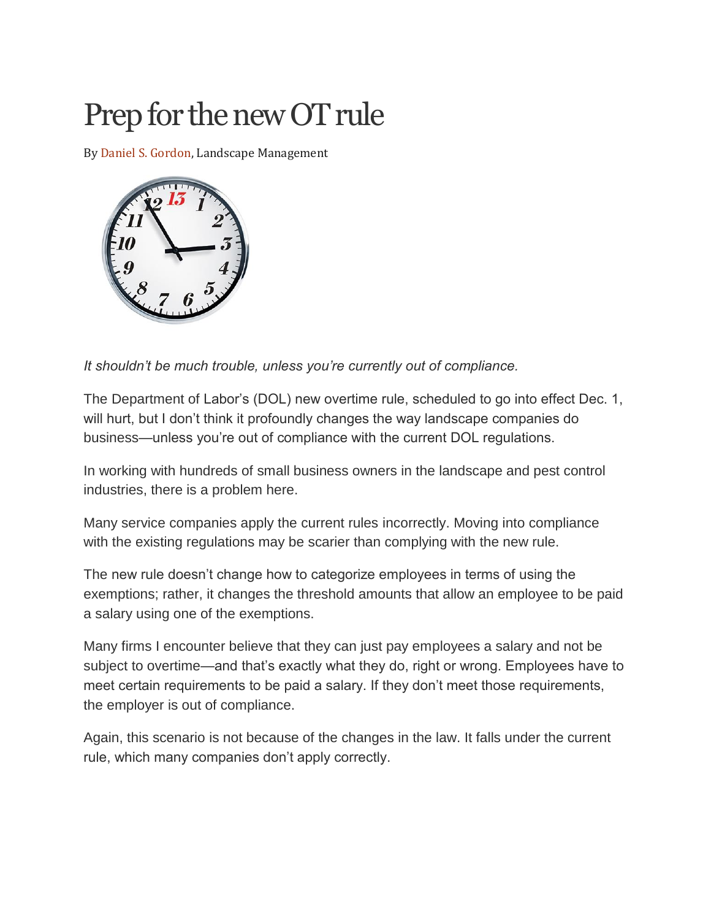# Prep for the new OT rule

By Daniel S. Gordon, Landscape Management

*It shouldn't be much trouble, unless you're currently out of compliance.*

The Department of Labor's (DOL) new overtime rule, scheduled to go into effect Dec. 1, will hurt, but I don't think it profoundly changes the way landscape companies do business—unless you're out of compliance with the current DOL regulations.

In working with hundreds of small business owners in the landscape and pest control industries, there is a problem here.

Many service companies apply the current rules incorrectly. Moving into compliance with the existing regulations may be scarier than complying with the new rule.

The new rule doesn't change how to categorize employees in terms of using the exemptions; rather, it changes the threshold amounts that allow an employee to be paid a salary using one of the exemptions.

Many firms I encounter believe that they can just pay employees a salary and not be subject to overtime—and that's exactly what they do, right or wrong. Employees have to meet certain requirements to be paid a salary. If they don't meet those requirements, the employer is out of compliance.

Again, this scenario is not because of the changes in the law. It falls under the current rule, which many companies don't apply correctly.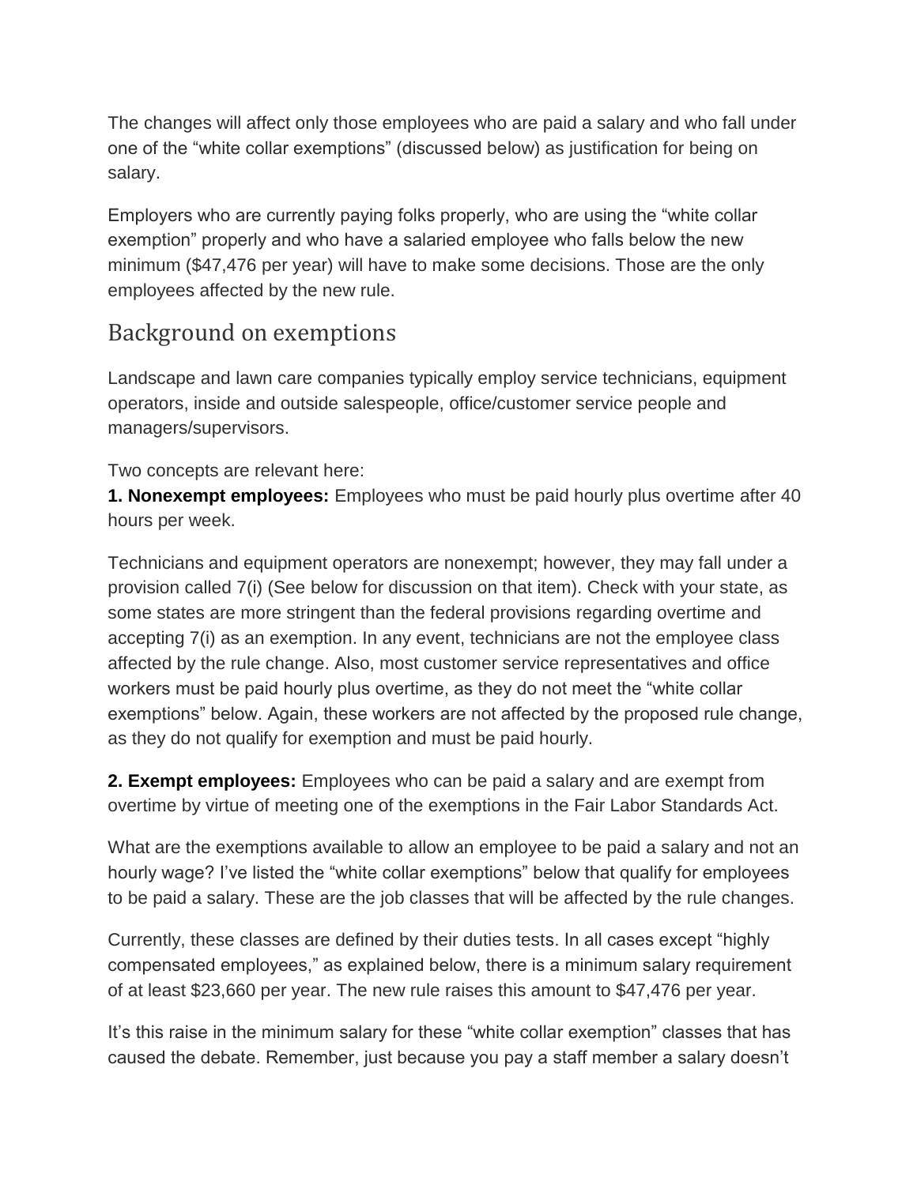The changes will affect only those employees who are paid a salary and who fall under one of the “white collar exemptions” (discussed below) as justification for being on salary.

Employers who are currently paying folks properly, who are using the “white collar exemption” properly and who have a salaried employee who falls below the new minimum ($47,476 per year) will have to make some decisions. Those are the only employees affected by the new rule.

## Background on exemptions

Landscape and lawn care companies typically employ service technicians, equipment operators, inside and outside salespeople, office/customer service people and managers/supervisors.

Two concepts are relevant here:

**1. Nonexempt employees:** Employees who must be paid hourly plus overtime after 40 hours per week.

Technicians and equipment operators are nonexempt; however, they may fall under a provision called 7(i) (See below for discussion on that item). Check with your state, as some states are more stringent than the federal provisions regarding overtime and accepting 7(i) as an exemption. In any event, technicians are not the employee class affected by the rule change. Also, most customer service representatives and office workers must be paid hourly plus overtime, as they do not meet the “white collar exemptions” below. Again, these workers are not affected by the proposed rule change, as they do not qualify for exemption and must be paid hourly.

**2. Exempt employees:** Employees who can be paid a salary and are exempt from overtime by virtue of meeting one of the exemptions in the Fair Labor Standards Act.

What are the exemptions available to allow an employee to be paid a salary and not an hourly wage? I’ve listed the “white collar exemptions” below that qualify for employees to be paid a salary. These are the job classes that will be affected by the rule changes.

Currently, these classes are defined by their duties tests. In all cases except “highly compensated employees,” as explained below, there is a minimum salary requirement of at least $23,660 per year. The new rule raises this amount to $47,476 per year.

It’s this raise in the minimum salary for these “white collar exemption” classes that has caused the debate. Remember, just because you pay a staff member a salary doesn’t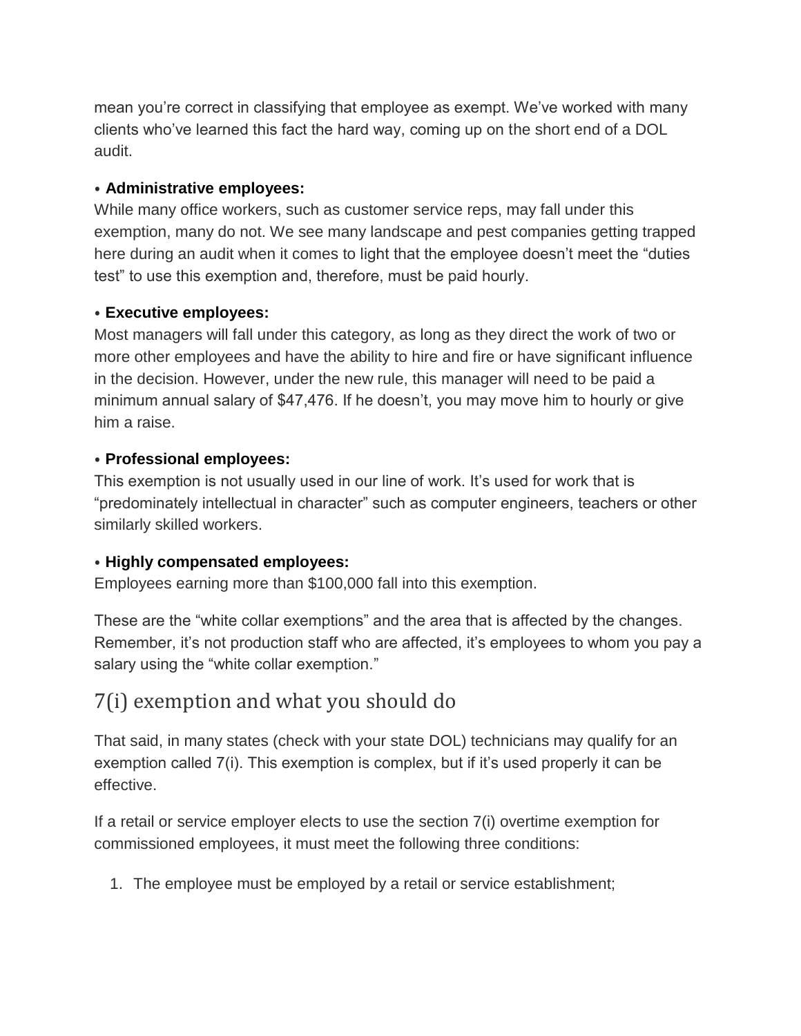mean you're correct in classifying that employee as exempt. We've worked with many clients who've learned this fact the hard way, coming up on the short end of a DOL audit.

- **Administrative employees:**
While many office workers, such as customer service reps, may fall under this exemption, many do not. We see many landscape and pest companies getting trapped here during an audit when it comes to light that the employee doesn't meet the "duties test" to use this exemption and, therefore, must be paid hourly.

- **Executive employees:**
Most managers will fall under this category, as long as they direct the work of two or more other employees and have the ability to hire and fire or have significant influence in the decision. However, under the new rule, this manager will need to be paid a minimum annual salary of $47,476. If he doesn't, you may move him to hourly or give him a raise.

- **Professional employees:**
This exemption is not usually used in our line of work. It's used for work that is "predominately intellectual in character" such as computer engineers, teachers or other similarly skilled workers.

- **Highly compensated employees:**
Employees earning more than $100,000 fall into this exemption.

These are the "white collar exemptions" and the area that is affected by the changes. Remember, it's not production staff who are affected, it's employees to whom you pay a salary using the "white collar exemption."

## 7(i) exemption and what you should do

That said, in many states (check with your state DOL) technicians may qualify for an exemption called 7(i). This exemption is complex, but if it's used properly it can be effective.

If a retail or service employer elects to use the section 7(i) overtime exemption for commissioned employees, it must meet the following three conditions:

1. The employee must be employed by a retail or service establishment;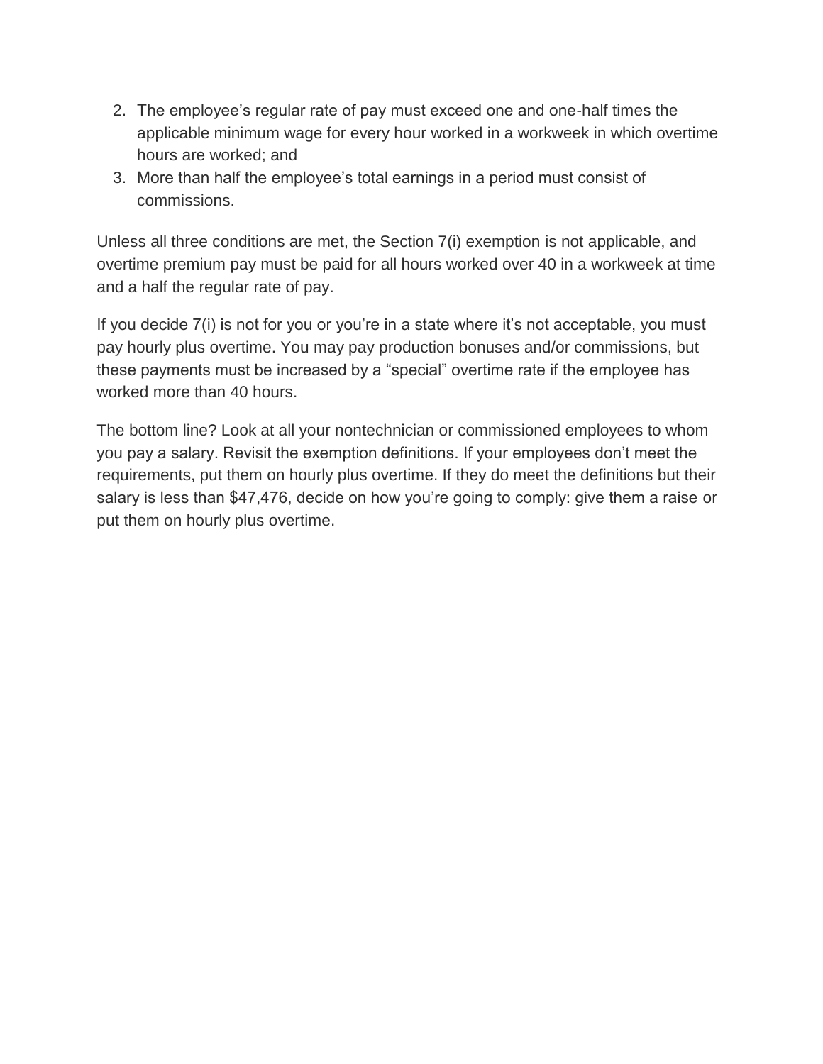2. The employee’s regular rate of pay must exceed one and one-half times the applicable minimum wage for every hour worked in a workweek in which overtime hours are worked; and
3. More than half the employee’s total earnings in a period must consist of commissions.

Unless all three conditions are met, the Section 7(i) exemption is not applicable, and overtime premium pay must be paid for all hours worked over 40 in a workweek at time and a half the regular rate of pay.

If you decide 7(i) is not for you or you’re in a state where it’s not acceptable, you must pay hourly plus overtime. You may pay production bonuses and/or commissions, but these payments must be increased by a “special” overtime rate if the employee has worked more than 40 hours.

The bottom line? Look at all your nontechnician or commissioned employees to whom you pay a salary. Revisit the exemption definitions. If your employees don’t meet the requirements, put them on hourly plus overtime. If they do meet the definitions but their salary is less than $47,476, decide on how you’re going to comply: give them a raise or put them on hourly plus overtime.